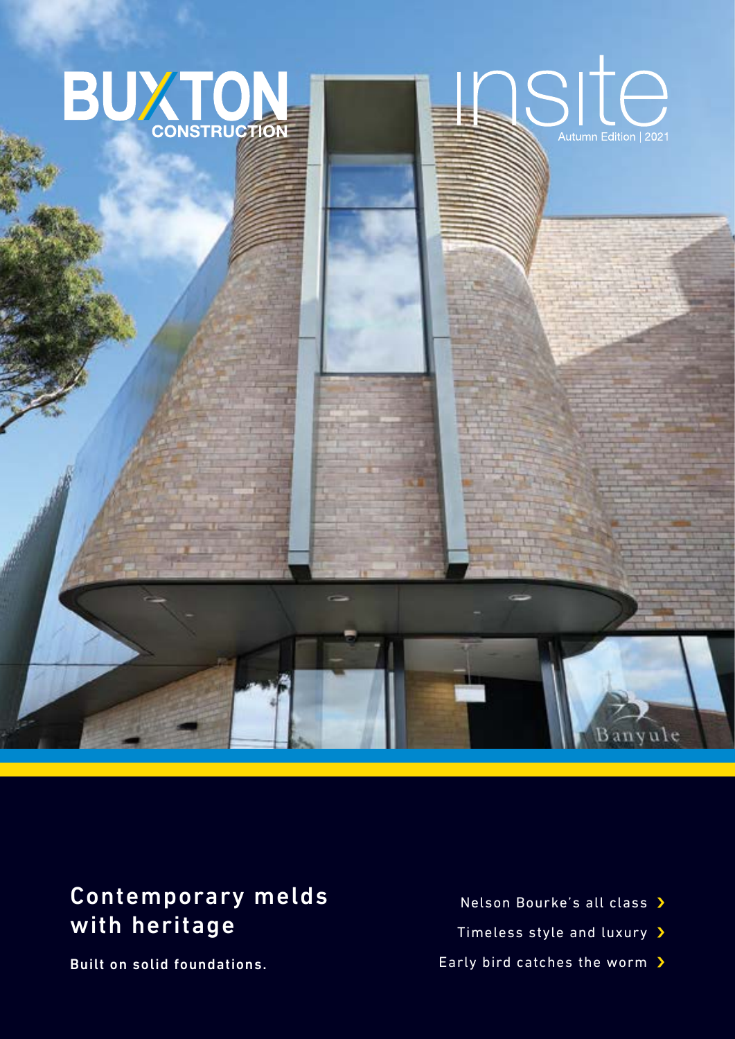# BUXTON CONSTRUCTION

# insite

Autumn Edition | 2021

Banyule

## Contemporary melds with heritage

**Built on solid foundations.**

- Nelson Bourke's all class ›
- Timeless style and luxury ›
- Early bird catches the worm ›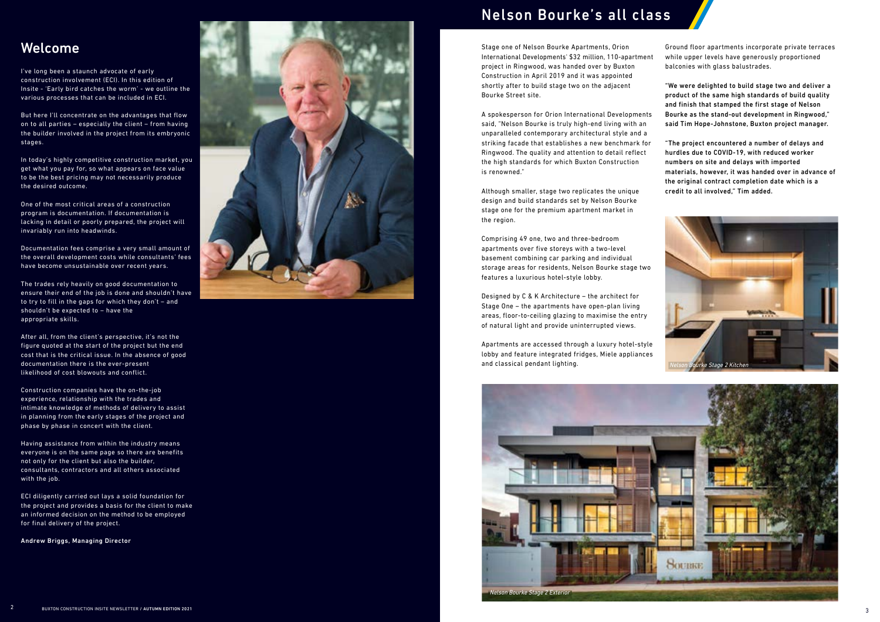## Welcome

I've long been a staunch advocate of early construction involvement (ECI). In this edition of Insite - 'Early bird catches the worm' - we outline the various processes that can be included in ECI.

But here I'll concentrate on the advantages that flow on to all parties – especially the client – from having the builder involved in the project from its embryonic stages.

In today's highly competitive construction market, you get what you pay for, so what appears on face value to be the best pricing may not necessarily produce the desired outcome.

One of the most critical areas of a construction program is documentation. If documentation is lacking in detail or poorly prepared, the project will invariably run into headwinds.

Documentation fees comprise a very small amount of the overall development costs while consultants' fees have become unsustainable over recent years.

The trades rely heavily on good documentation to ensure their end of the job is done and shouldn't have to try to fill in the gaps for which they don't – and shouldn't be expected to – have the appropriate skills.

After all, from the client's perspective, it's not the figure quoted at the start of the project but the end cost that is the critical issue. In the absence of good documentation there is the ever-present likelihood of cost blowouts and conflict.

Construction companies have the on-the-job experience, relationship with the trades and intimate knowledge of methods of delivery to assist in planning from the early stages of the project and phase by phase in concert with the client.

Having assistance from within the industry means everyone is on the same page so there are benefits not only for the client but also the builder, consultants, contractors and all others associated with the job.

ECI diligently carried out lays a solid foundation for the project and provides a basis for the client to make an informed decision on the method to be employed for final delivery of the project.

Andrew Briggs, Managing Director

# Nelson Bourke's all class

Stage one of Nelson Bourke Apartments, Orion International Developments' $32 million, 110-apartment project in Ringwood, was handed over by Buxton Construction in April 2019 and it was appointed shortly after to build stage two on the adjacent Bourke Street site.

A spokesperson for Orion International Developments said, "Nelson Bourke is truly high-end living with an unparalleled contemporary architectural style and a striking facade that establishes a new benchmark for Ringwood. The quality and attention to detail reflect the high standards for which Buxton Construction is renowned."

Although smaller, stage two replicates the unique design and build standards set by Nelson Bourke stage one for the premium apartment market in the region.

Comprising 49 one, two and three-bedroom apartments over five storeys with a two-level basement combining car parking and individual storage areas for residents, Nelson Bourke stage two features a luxurious hotel-style lobby.

Designed by C & K Architecture – the architect for Stage One – the apartments have open-plan living areas, floor-to-ceiling glazing to maximise the entry of natural light and provide uninterrupted views.

Apartments are accessed through a luxury hotel-style lobby and feature integrated fridges, Miele appliances and classical pendant lighting.

Ground floor apartments incorporate private terraces while upper levels have generously proportioned balconies with glass balustrades.

**"We were delighted to build stage two and deliver a product of the same high standards of build quality and finish that stamped the first stage of Nelson Bourke as the stand-out development in Ringwood," said Tim Hope-Johnstone, Buxton project manager.**

**"The project encountered a number of delays and hurdles due to COVID-19, with reduced worker numbers on site and delays with imported materials, however, it was handed over in advance of the original contract completion date which is a credit to all involved," Tim added.**

*Nelson Bourke Stage 2 Kitchen*

*Nelson Bourke Stage 2 Exterior*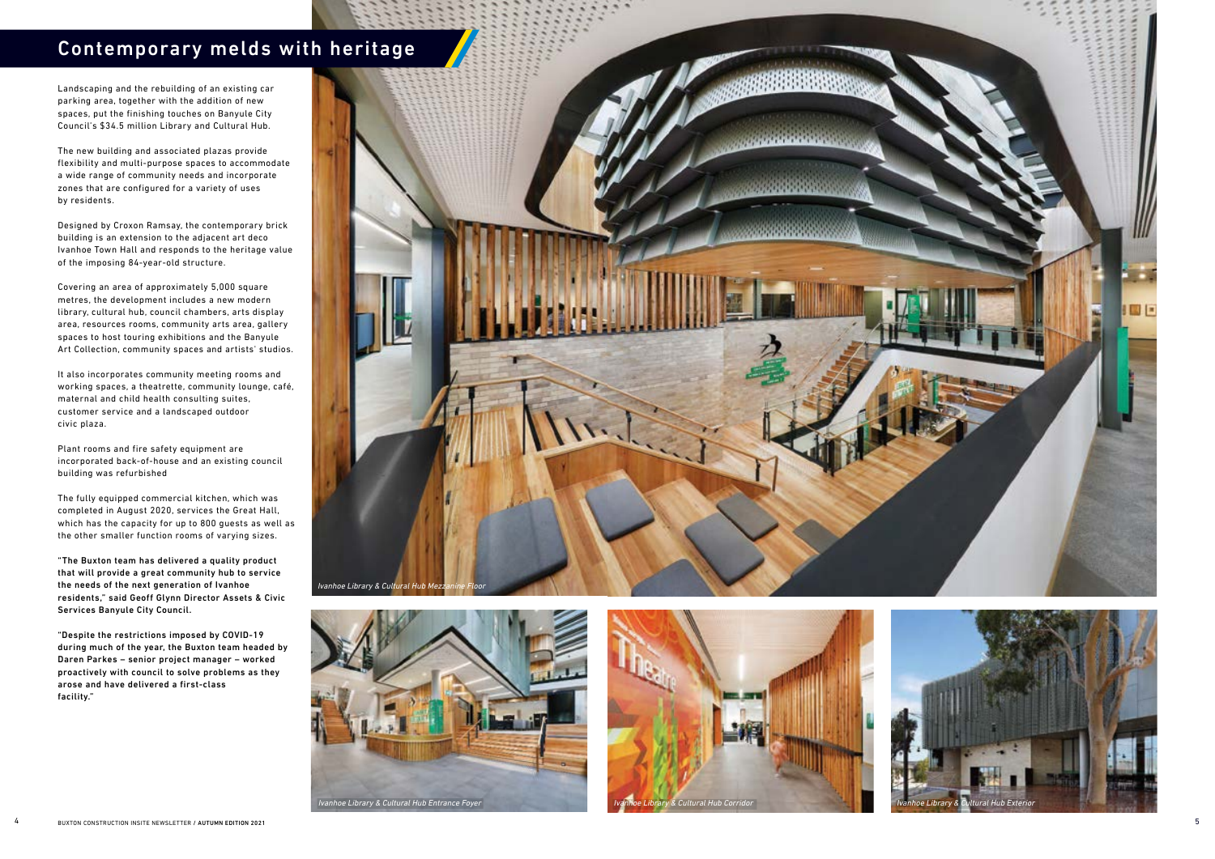# Contemporary melds with heritage

Landscaping and the rebuilding of an existing car parking area, together with the addition of new spaces, put the finishing touches on Banyule City Council's $34.5 million Library and Cultural Hub.

The new building and associated plazas provide flexibility and multi-purpose spaces to accommodate a wide range of community needs and incorporate zones that are configured for a variety of uses by residents.

Designed by Croxon Ramsay, the contemporary brick building is an extension to the adjacent art deco Ivanhoe Town Hall and responds to the heritage value of the imposing 84-year-old structure.

Covering an area of approximately 5,000 square metres, the development includes a new modern library, cultural hub, council chambers, arts display area, resources rooms, community arts area, gallery spaces to host touring exhibitions and the Banyule Art Collection, community spaces and artists' studios.

It also incorporates community meeting rooms and working spaces, a theatrette, community lounge, café, maternal and child health consulting suites, customer service and a landscaped outdoor civic plaza.

Plant rooms and fire safety equipment are incorporated back-of-house and an existing council building was refurbished

The fully equipped commercial kitchen, which was completed in August 2020, services the Great Hall, which has the capacity for up to 800 guests as well as the other smaller function rooms of varying sizes.

**"The Buxton team has delivered a quality product that will provide a great community hub to service the needs of the next generation of Ivanhoe residents," said Geoff Glynn Director Assets & Civic Services Banyule City Council.**

**"Despite the restrictions imposed by COVID-19 during much of the year, the Buxton team headed by Daren Parkes – senior project manager – worked proactively with council to solve problems as they arose and have delivered a first-class facility."**

*Ivanhoe Library & Cultural Hub Mezzanine Floor*

*Ivanhoe Library & Cultural Hub Entrance Foyer*

*Ivanhoe Library & Cultural Hub Corridor*

*Ivanhoe Library & Cultural Hub Exterior*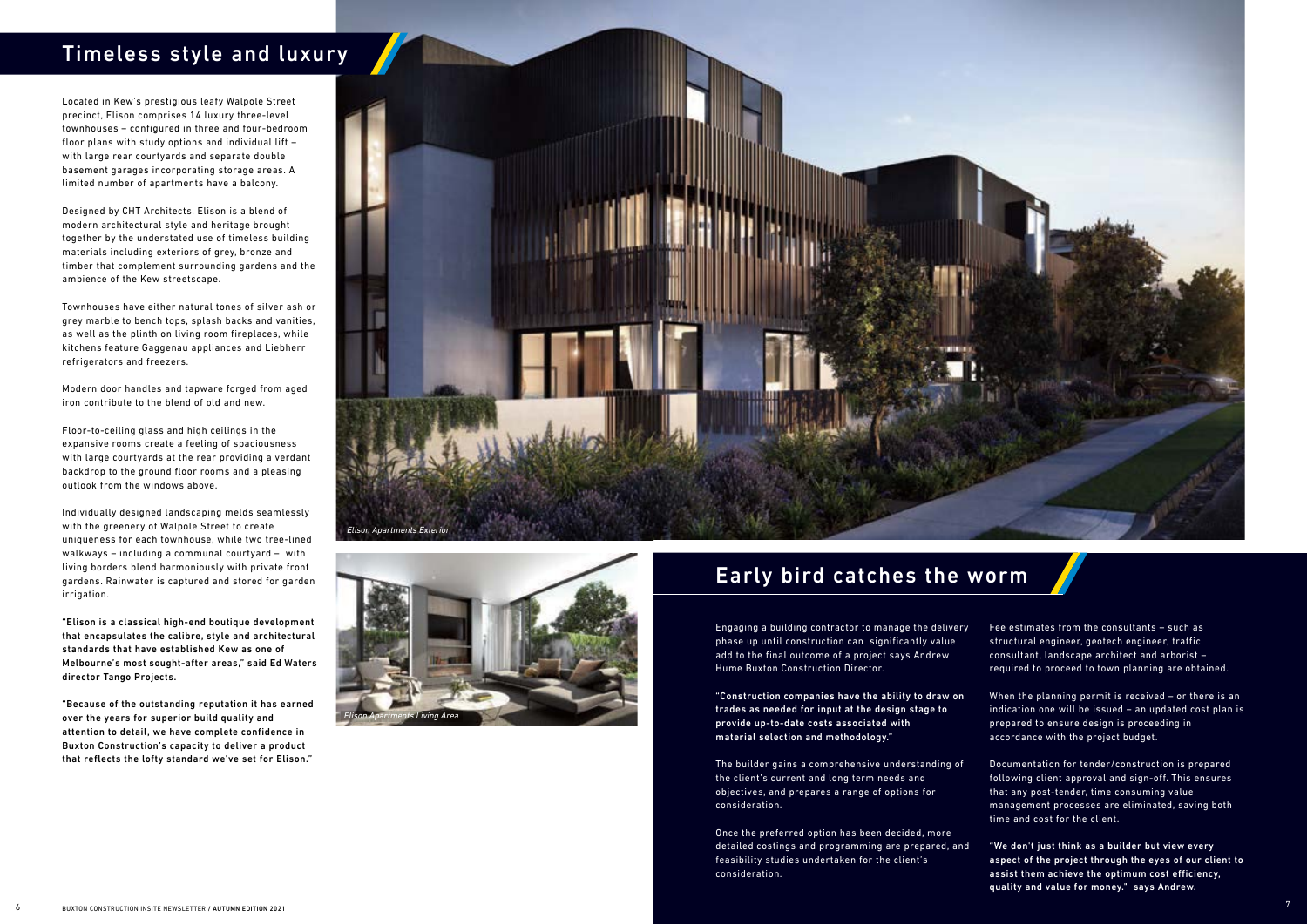## Timeless style and luxury

Located in Kew's prestigious leafy Walpole Street precinct, Elison comprises 14 luxury three-level townhouses – configured in three and four-bedroom floor plans with study options and individual lift – with large rear courtyards and separate double basement garages incorporating storage areas. A limited number of apartments have a balcony.

Designed by CHT Architects, Elison is a blend of modern architectural style and heritage brought together by the understated use of timeless building materials including exteriors of grey, bronze and timber that complement surrounding gardens and the ambience of the Kew streetscape.

Townhouses have either natural tones of silver ash or grey marble to bench tops, splash backs and vanities, as well as the plinth on living room fireplaces, while kitchens feature Gaggenau appliances and Liebherr refrigerators and freezers.

Modern door handles and tapware forged from aged iron contribute to the blend of old and new.

Floor-to-ceiling glass and high ceilings in the expansive rooms create a feeling of spaciousness with large courtyards at the rear providing a verdant backdrop to the ground floor rooms and a pleasing outlook from the windows above.

Individually designed landscaping melds seamlessly with the greenery of Walpole Street to create uniqueness for each townhouse, while two tree-lined walkways – including a communal courtyard – with living borders blend harmoniously with private front gardens. Rainwater is captured and stored for garden irrigation.

**"Elison is a classical high-end boutique development that encapsulates the calibre, style and architectural standards that have established Kew as one of Melbourne's most sought-after areas," said Ed Waters director Tango Projects.**

**"Because of the outstanding reputation it has earned over the years for superior build quality and attention to detail, we have complete confidence in Buxton Construction's capacity to deliver a product that reflects the lofty standard we've set for Elison."**

*Elison Apartments Exterior*

*Elison Apartments Living Area*

## Early bird catches the worm

Engaging a building contractor to manage the delivery phase up until construction can significantly value add to the final outcome of a project says Andrew Hume Buxton Construction Director.

**"Construction companies have the ability to draw on trades as needed for input at the design stage to provide up-to-date costs associated with material selection and methodology."**

The builder gains a comprehensive understanding of the client's current and long term needs and objectives, and prepares a range of options for consideration.

Once the preferred option has been decided, more detailed costings and programming are prepared, and feasibility studies undertaken for the client's consideration.

Fee estimates from the consultants – such as structural engineer, geotech engineer, traffic consultant, landscape architect and arborist – required to proceed to town planning are obtained.

When the planning permit is received – or there is an indication one will be issued – an updated cost plan is prepared to ensure design is proceeding in accordance with the project budget.

Documentation for tender/construction is prepared following client approval and sign-off. This ensures that any post-tender, time consuming value management processes are eliminated, saving both time and cost for the client.

**"We don't just think as a builder but view every aspect of the project through the eyes of our client to assist them achieve the optimum cost efficiency, quality and value for money." says Andrew.**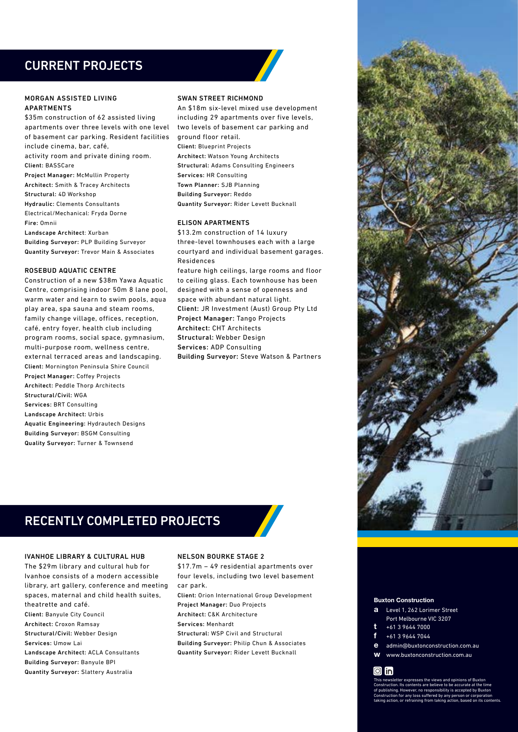## CURRENT PROJECTS

### MORGAN ASSISTED LIVING APARTMENTS

$35m construction of 62 assisted living apartments over three levels with one level of basement car parking. Resident facilities include cinema, bar, café, activity room and private dining room.

**Client:** BASSCare
**Project Manager:** McMullin Property
**Architect:** Smith & Tracey Architects
**Structural:** 4D Workshop
**Hydraulic:** Clements Consultants
Electrical/Mechanical: Fryda Dorne
**Fire:** Omnii
**Landscape Architect**: Xurban
**Building Surveyor:** PLP Building Surveyor
**Quantity Surveyor:** Trevor Main & Associates

### ROSEBUD AQUATIC CENTRE

Construction of a new $38m Yawa Aquatic Centre, comprising indoor 50m 8 lane pool, warm water and learn to swim pools, aqua play area, spa sauna and steam rooms, family change village, offices, reception, café, entry foyer, health club including program rooms, social space, gymnasium, multi-purpose room, wellness centre, external terraced areas and landscaping.

**Client:** Mornington Peninsula Shire Council
**Project Manager:** Coffey Projects
**Architect:** Peddle Thorp Architects
**Structural/Civil:** WGA
**Services:** BRT Consulting
**Landscape Architect:** Urbis
**Aquatic Engineering:** Hydrautech Designs
**Building Surveyor:** BSGM Consulting
**Quality Surveyor:** Turner & Townsend

### SWAN STREET RICHMOND

An $18m six-level mixed use development including 29 apartments over five levels, two levels of basement car parking and ground floor retail.

**Client:** Blueprint Projects
**Architect:** Watson Young Architects
**Structural:** Adams Consulting Engineers
**Services:** HR Consulting
**Town Planner:** SJB Planning
**Building Surveyor:** Reddo
**Quantity Surveyor:** Rider Levett Bucknall

### ELISON APARTMENTS

$13.2m construction of 14 luxury three-level townhouses each with a large courtyard and individual basement garages. Residences feature high ceilings, large rooms and floor to ceiling glass. Each townhouse has been designed with a sense of openness and space with abundant natural light.

**Client:** JR Investment (Aust) Group Pty Ltd
**Project Manager:** Tango Projects
**Architect:** CHT Architects
**Structural:** Webber Design
**Services:** ADP Consulting
**Building Surveyor:** Steve Watson & Partners

## RECENTLY COMPLETED PROJECTS

### IVANHOE LIBRARY & CULTURAL HUB

The $29m library and cultural hub for Ivanhoe consists of a modern accessible library, art gallery, conference and meeting spaces, maternal and child health suites, theatrette and café.

**Client:** Banyule City Council
**Architect:** Croxon Ramsay
**Structural/Civil:** Webber Design
**Services:** Umow Lai
**Landscape Architect:** ACLA Consultants
**Building Surveyor:** Banyule BPI
**Quantity Surveyor:** Slattery Australia

### NELSON BOURKE STAGE 2

$17.7m – 49 residential apartments over four levels, including two level basement car park.

**Client:** Orion International Group Development
**Project Manager:** Duo Projects
**Architect:** C&K Architecture
**Services:** Menhardt
**Structural:** WSP Civil and Structural
**Building Surveyor:** Philip Chun & Associates
**Quantity Surveyor:** Rider Levett Bucknall

**Buxton Construction**

**a** Level 1, 262 Lorimer Street
Port Melbourne VIC 3207
**t** +61 3 9644 7000
**f** +61 3 9644 7044
**e** admin@buxtonconstruction.com.au
**w** www.buxtonconstruction.com.au

This newsletter expresses the views and opinions of Buxton Construction. Its contents are believe to be accurate at the time of publishing. However, no responsibility is accepted by Buxton Construction for any loss suffered by any person or corporation taking action, or refraining from taking action, based on its contents.